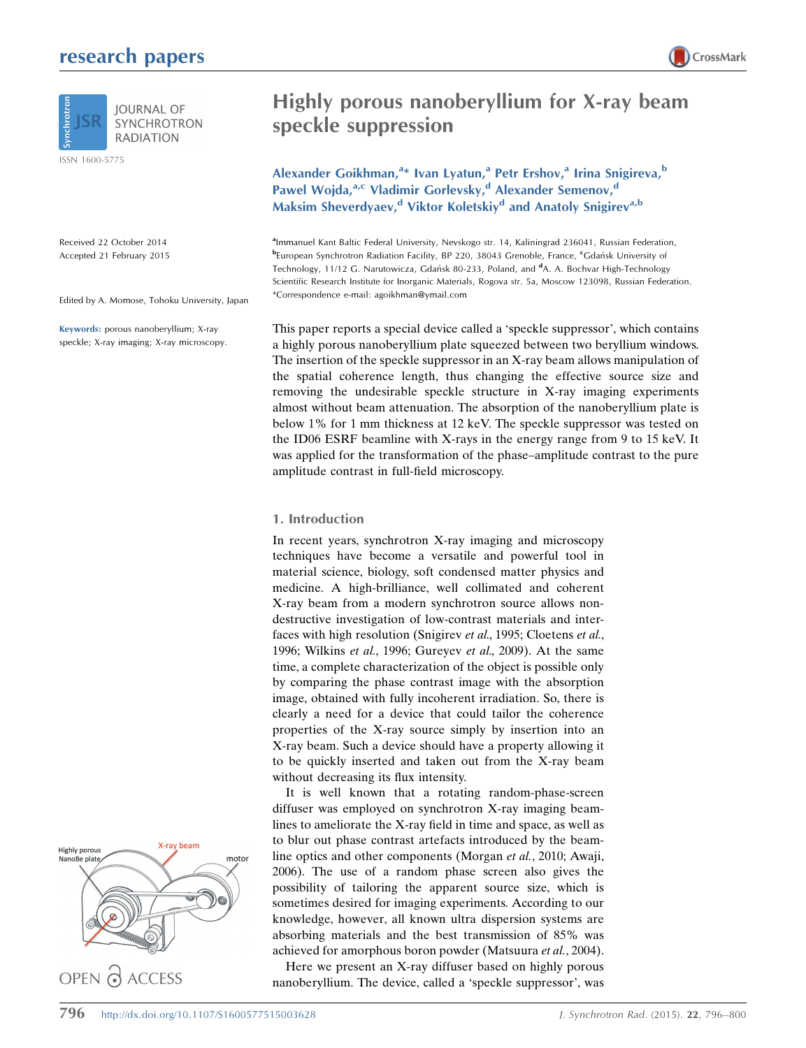# Highly porous nanoberyllium for X-ray beam speckle suppression

Received 22 October 2014
Accepted 21 February 2015

Edited by A. Momose, Tohoku University, Japan

**Keywords:** porous nanoberyllium; X-ray speckle; X-ray imaging; X-ray microscopy.

**Alexander Goikhman,[a]* Ivan Lyatun,[a] Petr Ershov,[a] Irina Snigireva,[b] Pawel Wojda,[a,c] Vladimir Gorlevsky,[d] Alexander Semenov,[d] Maksim Sheverdyaev,[d] Viktor Koletskiy[d] and Anatoly Snigirev[a,b]**

[a]Immanuel Kant Baltic Federal University, Nevskogo str. 14, Kaliningrad 236041, Russian Federation, [b]European Synchrotron Radiation Facility, BP 220, 38043 Grenoble, France, [c]Gdańsk University of Technology, 11/12 G. Narutowicza, Gdańsk 80-233, Poland, and [d]A. A. Bochvar High-Technology Scientific Research Institute for Inorganic Materials, Rogova str. 5a, Moscow 123098, Russian Federation. *Correspondence e-mail: agoikhman@ymail.com

This paper reports a special device called a 'speckle suppressor', which contains a highly porous nanoberyllium plate squeezed between two beryllium windows. The insertion of the speckle suppressor in an X-ray beam allows manipulation of the spatial coherence length, thus changing the effective source size and removing the undesirable speckle structure in X-ray imaging experiments almost without beam attenuation. The absorption of the nanoberyllium plate is below 1% for 1 mm thickness at 12 keV. The speckle suppressor was tested on the ID06 ESRF beamline with X-rays in the energy range from 9 to 15 keV. It was applied for the transformation of the phase–amplitude contrast to the pure amplitude contrast in full-field microscopy.

## 1. Introduction

In recent years, synchrotron X-ray imaging and microscopy techniques have become a versatile and powerful tool in material science, biology, soft condensed matter physics and medicine. A high-brilliance, well collimated and coherent X-ray beam from a modern synchrotron source allows non-destructive investigation of low-contrast materials and interfaces with high resolution (Snigirev *et al.*, 1995; Cloetens *et al.*, 1996; Wilkins *et al.*, 1996; Gureyev *et al.*, 2009). At the same time, a complete characterization of the object is possible only by comparing the phase contrast image with the absorption image, obtained with fully incoherent irradiation. So, there is clearly a need for a device that could tailor the coherence properties of the X-ray source simply by insertion into an X-ray beam. Such a device should have a property allowing it to be quickly inserted and taken out from the X-ray beam without decreasing its flux intensity.

It is well known that a rotating random-phase-screen diffuser was employed on synchrotron X-ray imaging beamlines to ameliorate the X-ray field in time and space, as well as to blur out phase contrast artefacts introduced by the beamline optics and other components (Morgan *et al.*, 2010; Awaji, 2006). The use of a random phase screen also gives the possibility of tailoring the apparent source size, which is sometimes desired for imaging experiments. According to our knowledge, however, all known ultra dispersion systems are absorbing materials and the best transmission of 85% was achieved for amorphous boron powder (Matsuura *et al.*, 2004).

Here we present an X-ray diffuser based on highly porous nanoberyllium. The device, called a 'speckle suppressor', was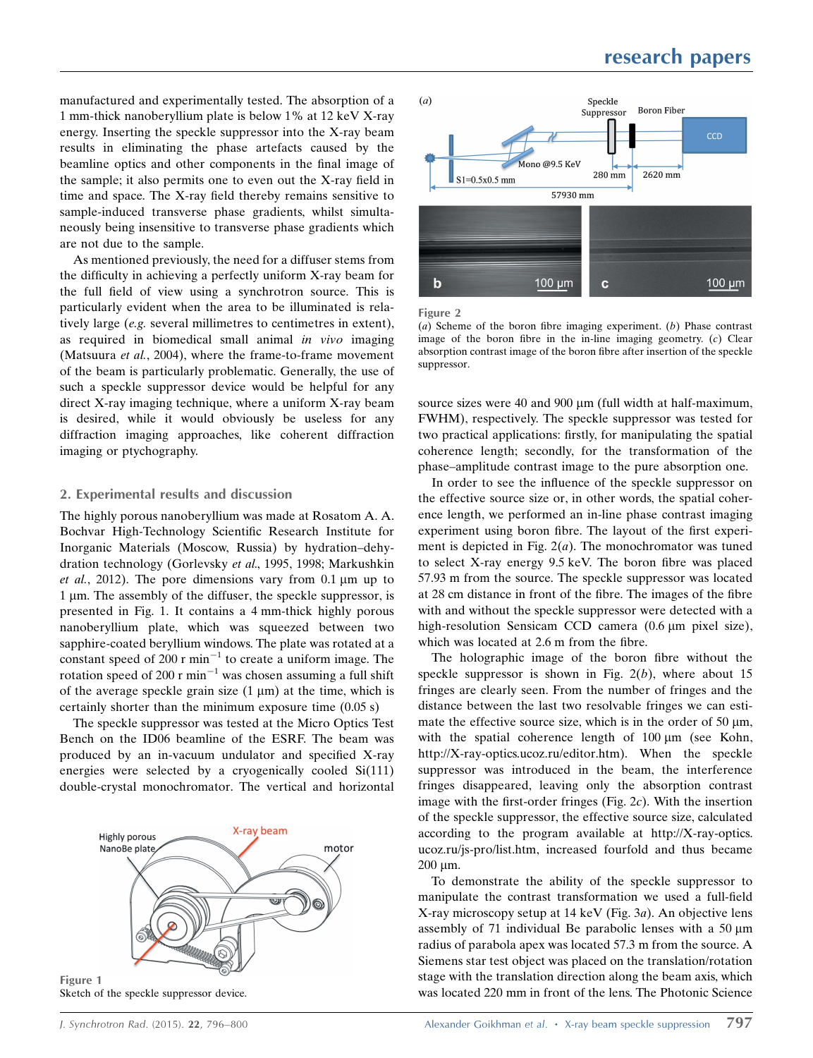manufactured and experimentally tested. The absorption of a 1 mm-thick nanoberyllium plate is below 1% at 12 keV X-ray energy. Inserting the speckle suppressor into the X-ray beam results in eliminating the phase artefacts caused by the beamline optics and other components in the final image of the sample; it also permits one to even out the X-ray field in time and space. The X-ray field thereby remains sensitive to sample-induced transverse phase gradients, whilst simultaneously being insensitive to transverse phase gradients which are not due to the sample.

As mentioned previously, the need for a diffuser stems from the difficulty in achieving a perfectly uniform X-ray beam for the full field of view using a synchrotron source. This is particularly evident when the area to be illuminated is relatively large (*e.g.* several millimetres to centimetres in extent), as required in biomedical small animal *in vivo* imaging (Matsuura *et al.*, 2004), where the frame-to-frame movement of the beam is particularly problematic. Generally, the use of such a speckle suppressor device would be helpful for any direct X-ray imaging technique, where a uniform X-ray beam is desired, while it would obviously be useless for any diffraction imaging approaches, like coherent diffraction imaging or ptychography.

## 2. Experimental results and discussion

The highly porous nanoberyllium was made at Rosatom A. A. Bochvar High-Technology Scientific Research Institute for Inorganic Materials (Moscow, Russia) by hydration–dehydration technology (Gorlevsky *et al.*, 1995, 1998; Markushkin *et al.*, 2012). The pore dimensions vary from 0.1 µm up to 1 µm. The assembly of the diffuser, the speckle suppressor, is presented in Fig. 1. It contains a 4 mm-thick highly porous nanoberyllium plate, which was squeezed between two sapphire-coated beryllium windows. The plate was rotated at a constant speed of 200 r min$^{-1}$ to create a uniform image. The rotation speed of 200 r min$^{-1}$ was chosen assuming a full shift of the average speckle grain size (1 µm) at the time, which is certainly shorter than the minimum exposure time (0.05 s)

The speckle suppressor was tested at the Micro Optics Test Bench on the ID06 beamline of the ESRF. The beam was produced by an in-vacuum undulator and specified X-ray energies were selected by a cryogenically cooled Si(111) double-crystal monochromator. The vertical and horizontal source sizes were 40 and 900 µm (full width at half-maximum, FWHM), respectively. The speckle suppressor was tested for two practical applications: firstly, for manipulating the spatial coherence length; secondly, for the transformation of the phase–amplitude contrast image to the pure absorption one.

Figure 1
Sketch of the speckle suppressor device.

Figure 2
(*a*) Scheme of the boron fibre imaging experiment. (*b*) Phase contrast image of the boron fibre in the in-line imaging geometry. (*c*) Clear absorption contrast image of the boron fibre after insertion of the speckle suppressor.

In order to see the influence of the speckle suppressor on the effective source size or, in other words, the spatial coherence length, we performed an in-line phase contrast imaging experiment using boron fibre. The layout of the first experiment is depicted in Fig. 2(*a*). The monochromator was tuned to select X-ray energy 9.5 keV. The boron fibre was placed 57.93 m from the source. The speckle suppressor was located at 28 cm distance in front of the fibre. The images of the fibre with and without the speckle suppressor were detected with a high-resolution Sensicam CCD camera (0.6 µm pixel size), which was located at 2.6 m from the fibre.

The holographic image of the boron fibre without the speckle suppressor is shown in Fig. 2(*b*), where about 15 fringes are clearly seen. From the number of fringes and the distance between the last two resolvable fringes we can estimate the effective source size, which is in the order of 50 µm, with the spatial coherence length of 100 µm (see Kohn, http://X-ray-optics.ucoz.ru/editor.htm). When the speckle suppressor was introduced in the beam, the interference fringes disappeared, leaving only the absorption contrast image with the first-order fringes (Fig. 2*c*). With the insertion of the speckle suppressor, the effective source size, calculated according to the program available at http://X-ray-optics.ucoz.ru/js-pro/list.htm, increased fourfold and thus became 200 µm.

To demonstrate the ability of the speckle suppressor to manipulate the contrast transformation we used a full-field X-ray microscopy setup at 14 keV (Fig. 3*a*). An objective lens assembly of 71 individual Be parabolic lenses with a 50 µm radius of parabola apex was located 57.3 m from the source. A Siemens star test object was placed on the translation/rotation stage with the translation direction along the beam axis, which was located 220 mm in front of the lens. The Photonic Science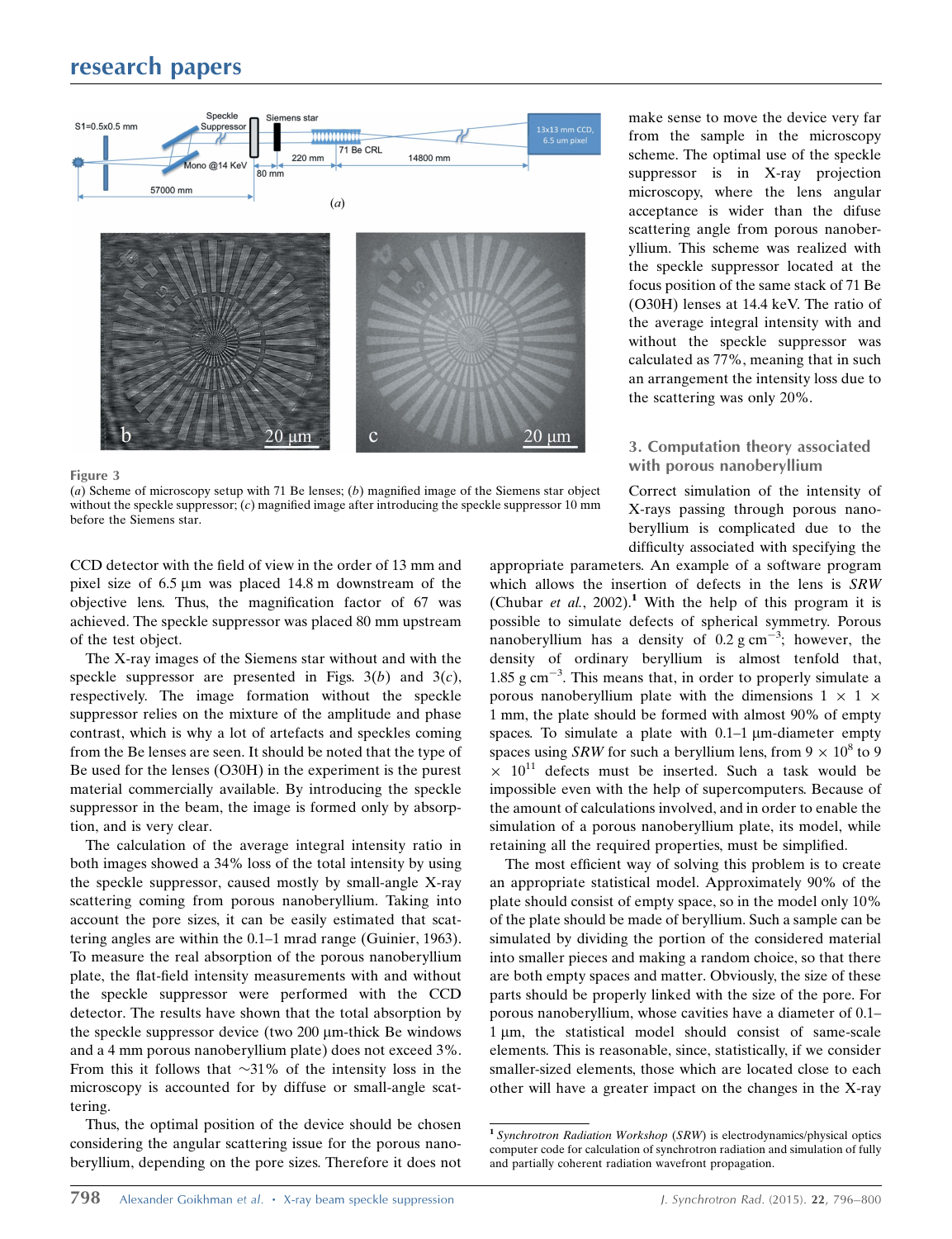Figure 3

(*a*) Scheme of microscopy setup with 71 Be lenses; (*b*) magnified image of the Siemens star object without the speckle suppressor; (*c*) magnified image after introducing the speckle suppressor 10 mm before the Siemens star.

CCD detector with the field of view in the order of 13 mm and pixel size of 6.5 µm was placed 14.8 m downstream of the objective lens. Thus, the magnification factor of 67 was achieved. The speckle suppressor was placed 80 mm upstream of the test object.

The X-ray images of the Siemens star without and with the speckle suppressor are presented in Figs. 3(*b*) and 3(*c*), respectively. The image formation without the speckle suppressor relies on the mixture of the amplitude and phase contrast, which is why a lot of artefacts and speckles coming from the Be lenses are seen. It should be noted that the type of Be used for the lenses (O30H) in the experiment is the purest material commercially available. By introducing the speckle suppressor in the beam, the image is formed only by absorption, and is very clear.

The calculation of the average integral intensity ratio in both images showed a 34% loss of the total intensity by using the speckle suppressor, caused mostly by small-angle X-ray scattering coming from porous nanoberyllium. Taking into account the pore sizes, it can be easily estimated that scattering angles are within the 0.1–1 mrad range (Guinier, 1963). To measure the real absorption of the porous nanoberyllium plate, the flat-field intensity measurements with and without the speckle suppressor were performed with the CCD detector. The results have shown that the total absorption by the speckle suppressor device (two 200 µm-thick Be windows and a 4 mm porous nanoberyllium plate) does not exceed 3%. From this it follows that ~31% of the intensity loss in the microscopy is accounted for by diffuse or small-angle scattering.

Thus, the optimal position of the device should be chosen considering the angular scattering issue for the porous nanoberyllium, depending on the pore sizes. Therefore it does not make sense to move the device very far from the sample in the microscopy scheme. The optimal use of the speckle suppressor is in X-ray projection microscopy, where the lens angular acceptance is wider than the difuse scattering angle from porous nanoberyllium. This scheme was realized with the speckle suppressor located at the focus position of the same stack of 71 Be (O30H) lenses at 14.4 keV. The ratio of the average integral intensity with and without the speckle suppressor was calculated as 77%, meaning that in such an arrangement the intensity loss due to the scattering was only 20%.

## 3. Computation theory associated with porous nanoberyllium

Correct simulation of the intensity of X-rays passing through porous nanoberyllium is complicated due to the difficulty associated with specifying the appropriate parameters. An example of a software program which allows the insertion of defects in the lens is *SRW* (Chubar *et al.*, 2002).[1] With the help of this program it is possible to simulate defects of spherical symmetry. Porous nanoberyllium has a density of 0.2 g cm$^{-3}$; however, the density of ordinary beryllium is almost tenfold that, 1.85 g cm$^{-3}$. This means that, in order to properly simulate a porous nanoberyllium plate with the dimensions 1 × 1 × 1 mm, the plate should be formed with almost 90% of empty spaces. To simulate a plate with 0.1–1 µm-diameter empty spaces using *SRW* for such a beryllium lens, from $9 \times 10^{8}$ to $9 \times 10^{11}$ defects must be inserted. Such a task would be impossible even with the help of supercomputers. Because of the amount of calculations involved, and in order to enable the simulation of a porous nanoberyllium plate, its model, while retaining all the required properties, must be simplified.

The most efficient way of solving this problem is to create an appropriate statistical model. Approximately 90% of the plate should consist of empty space, so in the model only 10% of the plate should be made of beryllium. Such a sample can be simulated by dividing the portion of the considered material into smaller pieces and making a random choice, so that there are both empty spaces and matter. Obviously, the size of these parts should be properly linked with the size of the pore. For porous nanoberyllium, whose cavities have a diameter of 0.1–1 µm, the statistical model should consist of same-scale elements. This is reasonable, since, statistically, if we consider smaller-sized elements, those which are located close to each other will have a greater impact on the changes in the X-ray

[1] *Synchrotron Radiation Workshop* (*SRW*) is electrodynamics/physical optics computer code for calculation of synchrotron radiation and simulation of fully and partially coherent radiation wavefront propagation.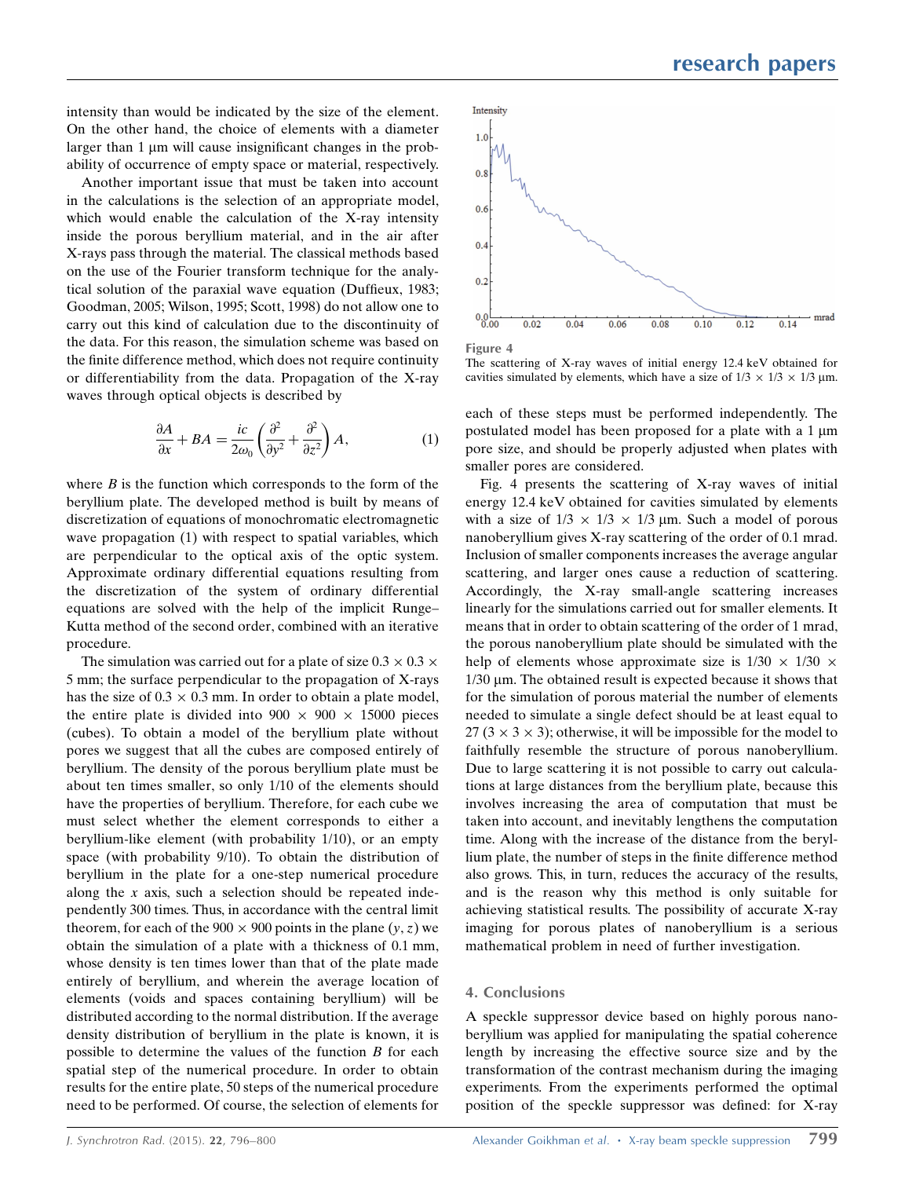intensity than would be indicated by the size of the element. On the other hand, the choice of elements with a diameter larger than 1 μm will cause insignificant changes in the probability of occurrence of empty space or material, respectively.

Another important issue that must be taken into account in the calculations is the selection of an appropriate model, which would enable the calculation of the X-ray intensity inside the porous beryllium material, and in the air after X-rays pass through the material. The classical methods based on the use of the Fourier transform technique for the analytical solution of the paraxial wave equation (Duffieux, 1983; Goodman, 2005; Wilson, 1995; Scott, 1998) do not allow one to carry out this kind of calculation due to the discontinuity of the data. For this reason, the simulation scheme was based on the finite difference method, which does not require continuity or differentiability from the data. Propagation of the X-ray waves through optical objects is described by

$$\frac{\partial A}{\partial x} + BA = \frac{ic}{2\omega_0}\left(\frac{\partial^2}{\partial y^2} + \frac{\partial^2}{\partial z^2}\right)A, \tag{1}$$

where $B$ is the function which corresponds to the form of the beryllium plate. The developed method is built by means of discretization of equations of monochromatic electromagnetic wave propagation (1) with respect to spatial variables, which are perpendicular to the optical axis of the optic system. Approximate ordinary differential equations resulting from the discretization of the system of ordinary differential equations are solved with the help of the implicit Runge–Kutta method of the second order, combined with an iterative procedure.

The simulation was carried out for a plate of size $0.3 \times 0.3 \times 5$ mm; the surface perpendicular to the propagation of X-rays has the size of $0.3 \times 0.3$ mm. In order to obtain a plate model, the entire plate is divided into $900 \times 900 \times 15000$ pieces (cubes). To obtain a model of the beryllium plate without pores we suggest that all the cubes are composed entirely of beryllium. The density of the porous beryllium plate must be about ten times smaller, so only 1/10 of the elements should have the properties of beryllium. Therefore, for each cube we must select whether the element corresponds to either a beryllium-like element (with probability 1/10), or an empty space (with probability 9/10). To obtain the distribution of beryllium in the plate for a one-step numerical procedure along the $x$ axis, such a selection should be repeated independently 300 times. Thus, in accordance with the central limit theorem, for each of the $900 \times 900$ points in the plane $(y, z)$ we obtain the simulation of a plate with a thickness of 0.1 mm, whose density is ten times lower than that of the plate made entirely of beryllium, and wherein the average location of elements (voids and spaces containing beryllium) will be distributed according to the normal distribution. If the average density distribution of beryllium in the plate is known, it is possible to determine the values of the function $B$ for each spatial step of the numerical procedure. In order to obtain results for the entire plate, 50 steps of the numerical procedure need to be performed. Of course, the selection of elements for each of these steps must be performed independently. The postulated model has been proposed for a plate with a 1 μm pore size, and should be properly adjusted when plates with smaller pores are considered.

**Figure 4**
The scattering of X-ray waves of initial energy 12.4 keV obtained for cavities simulated by elements, which have a size of $1/3 \times 1/3 \times 1/3$ μm.

Fig. 4 presents the scattering of X-ray waves of initial energy 12.4 keV obtained for cavities simulated by elements with a size of $1/3 \times 1/3 \times 1/3$ μm. Such a model of porous nanoberyllium gives X-ray scattering of the order of 0.1 mrad. Inclusion of smaller components increases the average angular scattering, and larger ones cause a reduction of scattering. Accordingly, the X-ray small-angle scattering increases linearly for the simulations carried out for smaller elements. It means that in order to obtain scattering of the order of 1 mrad, the porous nanoberyllium plate should be simulated with the help of elements whose approximate size is $1/30 \times 1/30 \times 1/30$ μm. The obtained result is expected because it shows that for the simulation of porous material the number of elements needed to simulate a single defect should be at least equal to 27 ($3 \times 3 \times 3$); otherwise, it will be impossible for the model to faithfully resemble the structure of porous nanoberyllium. Due to large scattering it is not possible to carry out calculations at large distances from the beryllium plate, because this involves increasing the area of computation that must be taken into account, and inevitably lengthens the computation time. Along with the increase of the distance from the beryllium plate, the number of steps in the finite difference method also grows. This, in turn, reduces the accuracy of the results, and is the reason why this method is only suitable for achieving statistical results. The possibility of accurate X-ray imaging for porous plates of nanoberyllium is a serious mathematical problem in need of further investigation.

## 4. Conclusions

A speckle suppressor device based on highly porous nanoberyllium was applied for manipulating the spatial coherence length by increasing the effective source size and by the transformation of the contrast mechanism during the imaging experiments. From the experiments performed the optimal position of the speckle suppressor was defined: for X-ray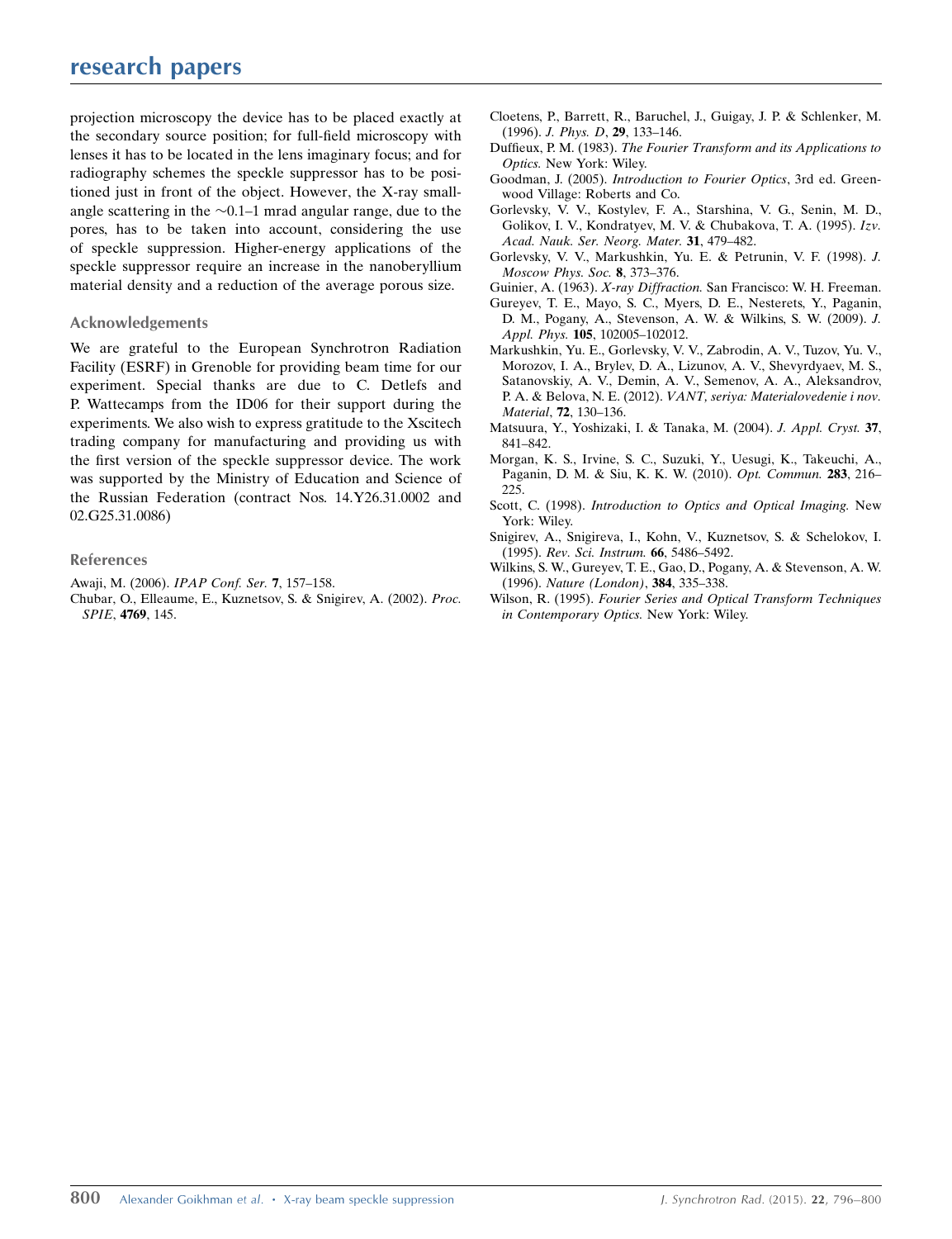projection microscopy the device has to be placed exactly at the secondary source position; for full-field microscopy with lenses it has to be located in the lens imaginary focus; and for radiography schemes the speckle suppressor has to be positioned just in front of the object. However, the X-ray small-angle scattering in the ∼0.1–1 mrad angular range, due to the pores, has to be taken into account, considering the use of speckle suppression. Higher-energy applications of the speckle suppressor require an increase in the nanoberyllium material density and a reduction of the average porous size.

## Acknowledgements

We are grateful to the European Synchrotron Radiation Facility (ESRF) in Grenoble for providing beam time for our experiment. Special thanks are due to C. Detlefs and P. Wattecamps from the ID06 for their support during the experiments. We also wish to express gratitude to the Xscitech trading company for manufacturing and providing us with the first version of the speckle suppressor device. The work was supported by the Ministry of Education and Science of the Russian Federation (contract Nos. 14.Y26.31.0002 and 02.G25.31.0086)

## References

Awaji, M. (2006). *IPAP Conf. Ser.* **7**, 157–158.

Chubar, O., Elleaume, E., Kuznetsov, S. & Snigirev, A. (2002). *Proc. SPIE*, **4769**, 145.

Cloetens, P., Barrett, R., Baruchel, J., Guigay, J. P. & Schlenker, M. (1996). *J. Phys. D*, **29**, 133–146.

Duffieux, P. M. (1983). *The Fourier Transform and its Applications to Optics.* New York: Wiley.

Goodman, J. (2005). *Introduction to Fourier Optics*, 3rd ed. Greenwood Village: Roberts and Co.

Gorlevsky, V. V., Kostylev, F. A., Starshina, V. G., Senin, M. D., Golikov, I. V., Kondratyev, M. V. & Chubakova, T. A. (1995). *Izv. Acad. Nauk. Ser. Neorg. Mater.* **31**, 479–482.

Gorlevsky, V. V., Markushkin, Yu. E. & Petrunin, V. F. (1998). *J. Moscow Phys. Soc.* **8**, 373–376.

Guinier, A. (1963). *X-ray Diffraction.* San Francisco: W. H. Freeman.

Gureyev, T. E., Mayo, S. C., Myers, D. E., Nesterets, Y., Paganin, D. M., Pogany, A., Stevenson, A. W. & Wilkins, S. W. (2009). *J. Appl. Phys.* **105**, 102005–102012.

Markushkin, Yu. E., Gorlevsky, V. V., Zabrodin, A. V., Tuzov, Yu. V., Morozov, I. A., Brylev, D. A., Lizunov, A. V., Shevyrdyaev, M. S., Satanovskiy, A. V., Demin, A. V., Semenov, A. A., Aleksandrov, P. A. & Belova, N. E. (2012). *VANT, seriya: Materialovedenie i nov. Material*, **72**, 130–136.

Matsuura, Y., Yoshizaki, I. & Tanaka, M. (2004). *J. Appl. Cryst.* **37**, 841–842.

Morgan, K. S., Irvine, S. C., Suzuki, Y., Uesugi, K., Takeuchi, A., Paganin, D. M. & Siu, K. K. W. (2010). *Opt. Commun.* **283**, 216–225.

Scott, C. (1998). *Introduction to Optics and Optical Imaging.* New York: Wiley.

Snigirev, A., Snigireva, I., Kohn, V., Kuznetsov, S. & Schelokov, I. (1995). *Rev. Sci. Instrum.* **66**, 5486–5492.

Wilkins, S. W., Gureyev, T. E., Gao, D., Pogany, A. & Stevenson, A. W. (1996). *Nature (London)*, **384**, 335–338.

Wilson, R. (1995). *Fourier Series and Optical Transform Techniques in Contemporary Optics.* New York: Wiley.